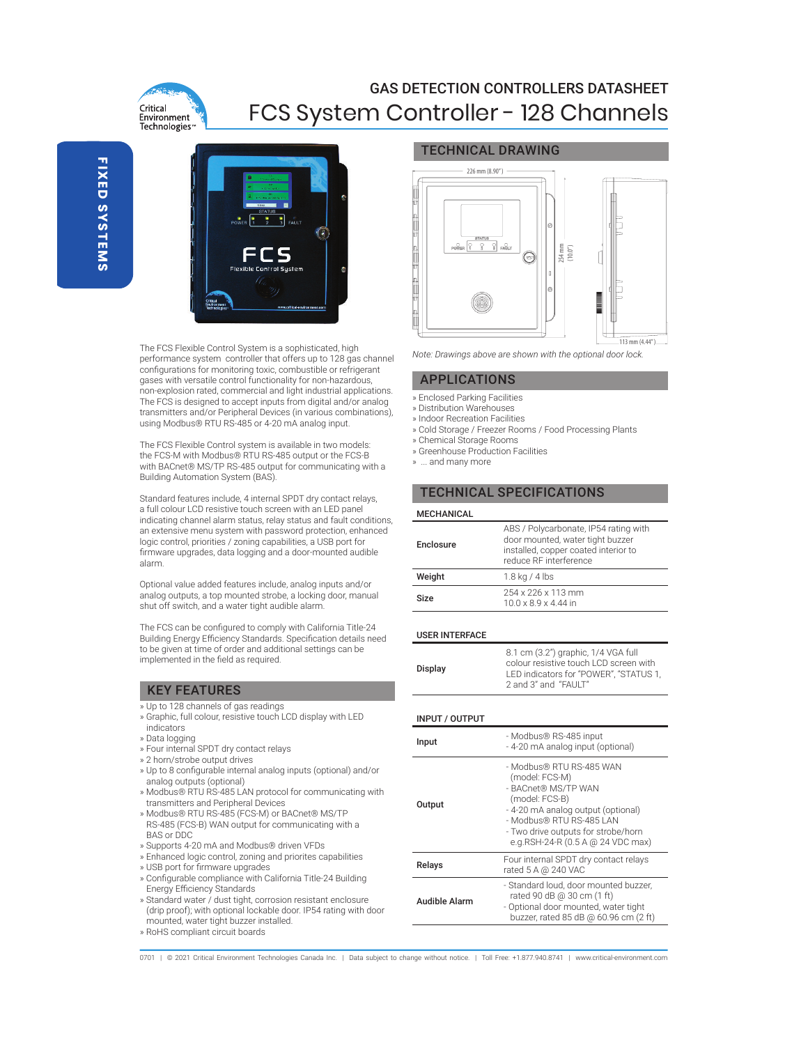# GAS DETECTION CONTROLLERS DATASHEET

# FCS System Controller - 128 Channels

FIXED SYSTEMS

The FCS Flexible Control System is a sophisticated, high performance system controller that offers up to 128 gas channel configurations for monitoring toxic, combustible or refrigerant gases with versatile control functionality for non-hazardous, non-explosion rated, commercial and light industrial applications. The FCS is designed to accept inputs from digital and/or analog transmitters and/or Peripheral Devices (in various combinations), using Modbus® RTU RS-485 or 4-20 mA analog input.

The FCS Flexible Control system is available in two models: the FCS-M with Modbus® RTU RS-485 output or the FCS-B with BACnet® MS/TP RS-485 output for communicating with a Building Automation System (BAS).

Standard features include, 4 internal SPDT dry contact relays, a full colour LCD resistive touch screen with an LED panel indicating channel alarm status, relay status and fault conditions, an extensive menu system with password protection, enhanced logic control, priorities / zoning capabilities, a USB port for firmware upgrades, data logging and a door-mounted audible alarm.

Optional value added features include, analog inputs and/or analog outputs, a top mounted strobe, a locking door, manual shut off switch, and a water tight audible alarm.

The FCS can be configured to comply with California Title-24 Building Energy Efficiency Standards. Specification details need to be given at time of order and additional settings can be implemented in the field as required.

## KEY FEATURES

» Up to 128 channels of gas readings
» Graphic, full colour, resistive touch LCD display with LED indicators
» Data logging
» Four internal SPDT dry contact relays
» 2 horn/strobe output drives
» Up to 8 configurable internal analog inputs (optional) and/or analog outputs (optional)
» Modbus® RTU RS-485 LAN protocol for communicating with transmitters and Peripheral Devices
» Modbus® RTU RS-485 (FCS-M) or BACnet® MS/TP RS-485 (FCS-B) WAN output for communicating with a BAS or DDC
» Supports 4-20 mA and Modbus® driven VFDs
» Enhanced logic control, zoning and priorites capabilities
» USB port for firmware upgrades
» Configurable compliance with California Title-24 Building Energy Efficiency Standards
» Standard water / dust tight, corrosion resistant enclosure (drip proof); with optional lockable door. IP54 rating with door mounted, water tight buzzer installed.
» RoHS compliant circuit boards

## TECHNICAL DRAWING

226 mm (8.90") | 254 mm (10.0") | 113 mm (4.44")

*Note: Drawings above are shown with the optional door lock.*

## APPLICATIONS

» Enclosed Parking Facilities
» Distribution Warehouses
» Indoor Recreation Facilities
» Cold Storage / Freezer Rooms / Food Processing Plants
» Chemical Storage Rooms
» Greenhouse Production Facilities
» ... and many more

## TECHNICAL SPECIFICATIONS

### MECHANICAL

| | |
|---|---|
| **Enclosure** | ABS / Polycarbonate, IP54 rating with door mounted, water tight buzzer installed, copper coated interior to reduce RF interference |
| **Weight** | 1.8 kg / 4 lbs |
| **Size** | 254 x 226 x 113 mm<br>10.0 x 8.9 x 4.44 in |

### USER INTERFACE

| | |
|---|---|
| **Display** | 8.1 cm (3.2") graphic, 1/4 VGA full colour resistive touch LCD screen with LED indicators for "POWER", "STATUS 1, 2 and 3" and "FAULT" |

### INPUT / OUTPUT

| | |
|---|---|
| **Input** | - Modbus® RS-485 input<br>- 4-20 mA analog input (optional) |
| **Output** | - Modbus® RTU RS-485 WAN (model: FCS-M)<br>- BACnet® MS/TP WAN (model: FCS-B)<br>- 4-20 mA analog output (optional)<br>- Modbus® RTU RS-485 LAN<br>- Two drive outputs for strobe/horn e.g.RSH-24-R (0.5 A @ 24 VDC max) |
| **Relays** | Four internal SPDT dry contact relays rated 5 A @ 240 VAC |
| **Audible Alarm** | - Standard loud, door mounted buzzer, rated 90 dB @ 30 cm (1 ft)<br>- Optional door mounted, water tight buzzer, rated 85 dB @ 60.96 cm (2 ft) |

0701 | © 2021 Critical Environment Technologies Canada Inc. | Data subject to change without notice. | Toll Free: +1.877.940.8741 | www.critical-environment.com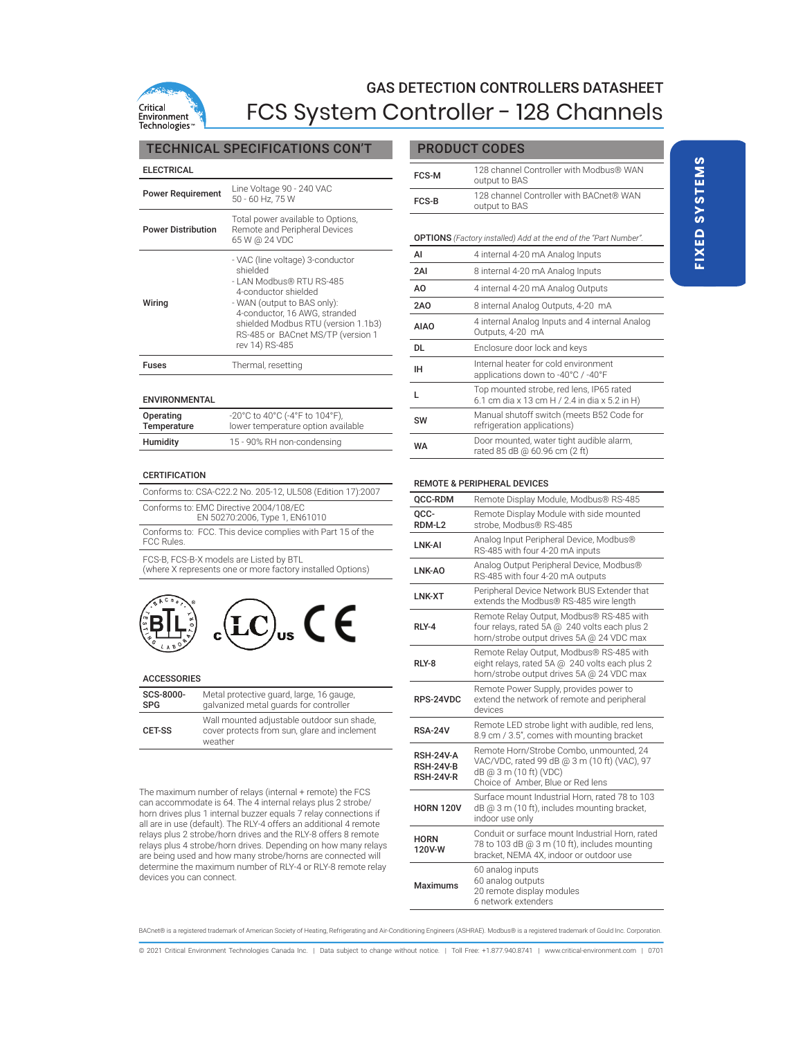# GAS DETECTION CONTROLLERS DATASHEET

# FCS System Controller - 128 Channels

FIXED SYSTEMS

## TECHNICAL SPECIFICATIONS CON'T

### ELECTRICAL

| | |
|---|---|
| **Power Requirement** | Line Voltage 90 - 240 VAC<br>50 - 60 Hz, 75 W |
| **Power Distribution** | Total power available to Options, Remote and Peripheral Devices<br>65 W @ 24 VDC |
| **Wiring** | - VAC (line voltage) 3-conductor shielded<br>- LAN Modbus® RTU RS-485 4-conductor shielded<br>- WAN (output to BAS only): 4-conductor, 16 AWG, stranded shielded Modbus RTU (version 1.1b3) RS-485 or BACnet MS/TP (version 1 rev 14) RS-485 |
| **Fuses** | Thermal, resetting |

### ENVIRONMENTAL

| | |
|---|---|
| **Operating Temperature** | -20°C to 40°C (-4°F to 104°F), lower temperature option available |
| **Humidity** | 15 - 90% RH non-condensing |

### CERTIFICATION

Conforms to: CSA-C22.2 No. 205-12, UL508 (Edition 17):2007

Conforms to: EMC Directive 2004/108/EC
EN 50270:2006, Type 1, EN61010

Conforms to: FCC. This device complies with Part 15 of the FCC Rules.

FCS-B, FCS-B-X models are Listed by BTL
(where X represents one or more factory installed Options)

### ACCESSORIES

| | |
|---|---|
| **SCS-8000-SPG** | Metal protective guard, large, 16 gauge, galvanized metal guards for controller |
| **CET-SS** | Wall mounted adjustable outdoor sun shade, cover protects from sun, glare and inclement weather |

The maximum number of relays (internal + remote) the FCS can accommodate is 64. The 4 internal relays plus 2 strobe/horn drives plus 1 internal buzzer equals 7 relay connections if all are in use (default). The RLY-4 offers an additional 4 remote relays plus 2 strobe/horn drives and the RLY-8 offers 8 remote relays plus 4 strobe/horn drives. Depending on how many relays are being used and how many strobe/horns are connected will determine the maximum number of RLY-4 or RLY-8 remote relay devices you can connect.

## PRODUCT CODES

| | |
|---|---|
| **FCS-M** | 128 channel Controller with Modbus® WAN output to BAS |
| **FCS-B** | 128 channel Controller with BACnet® WAN output to BAS |

**OPTIONS** *(Factory installed) Add at the end of the "Part Number".*

| | |
|---|---|
| **AI** | 4 internal 4-20 mA Analog Inputs |
| **2AI** | 8 internal 4-20 mA Analog Inputs |
| **AO** | 4 internal 4-20 mA Analog Outputs |
| **2AO** | 8 internal Analog Outputs, 4-20 mA |
| **AIAO** | 4 internal Analog Inputs and 4 internal Analog Outputs, 4-20 mA |
| **DL** | Enclosure door lock and keys |
| **IH** | Internal heater for cold environment applications down to -40°C / -40°F |
| **L** | Top mounted strobe, red lens, IP65 rated 6.1 cm dia x 13 cm H / 2.4 in dia x 5.2 in H) |
| **SW** | Manual shutoff switch (meets B52 Code for refrigeration applications) |
| **WA** | Door mounted, water tight audible alarm, rated 85 dB @ 60.96 cm (2 ft) |

### REMOTE & PERIPHERAL DEVICES

| | |
|---|---|
| **QCC-RDM** | Remote Display Module, Modbus® RS-485 |
| **QCC-RDM-L2** | Remote Display Module with side mounted strobe, Modbus® RS-485 |
| **LNK-AI** | Analog Input Peripheral Device, Modbus® RS-485 with four 4-20 mA inputs |
| **LNK-AO** | Analog Output Peripheral Device, Modbus® RS-485 with four 4-20 mA outputs |
| **LNK-XT** | Peripheral Device Network BUS Extender that extends the Modbus® RS-485 wire length |
| **RLY-4** | Remote Relay Output, Modbus® RS-485 with four relays, rated 5A @ 240 volts each plus 2 horn/strobe output drives 5A @ 24 VDC max |
| **RLY-8** | Remote Relay Output, Modbus® RS-485 with eight relays, rated 5A @ 240 volts each plus 2 horn/strobe output drives 5A @ 24 VDC max |
| **RPS-24VDC** | Remote Power Supply, provides power to extend the network of remote and peripheral devices |
| **RSA-24V** | Remote LED strobe light with audible, red lens, 8.9 cm / 3.5", comes with mounting bracket |
| **RSH-24V-A<br>RSH-24V-B<br>RSH-24V-R** | Remote Horn/Strobe Combo, unmounted, 24 VAC/VDC, rated 99 dB @ 3 m (10 ft) (VAC), 97 dB @ 3 m (10 ft) (VDC)<br>Choice of Amber, Blue or Red lens |
| **HORN 120V** | Surface mount Industrial Horn, rated 78 to 103 dB @ 3 m (10 ft), includes mounting bracket, indoor use only |
| **HORN 120V-W** | Conduit or surface mount Industrial Horn, rated 78 to 103 dB @ 3 m (10 ft), includes mounting bracket, NEMA 4X, indoor or outdoor use |
| **Maximums** | 60 analog inputs<br>60 analog outputs<br>20 remote display modules<br>6 network extenders |

BACnet® is a registered trademark of American Society of Heating, Refrigerating and Air-Conditioning Engineers (ASHRAE). Modbus® is a registered trademark of Gould Inc. Corporation.

© 2021 Critical Environment Technologies Canada Inc. | Data subject to change without notice. | Toll Free: +1.877.940.8741 | www.critical-environment.com | 0701